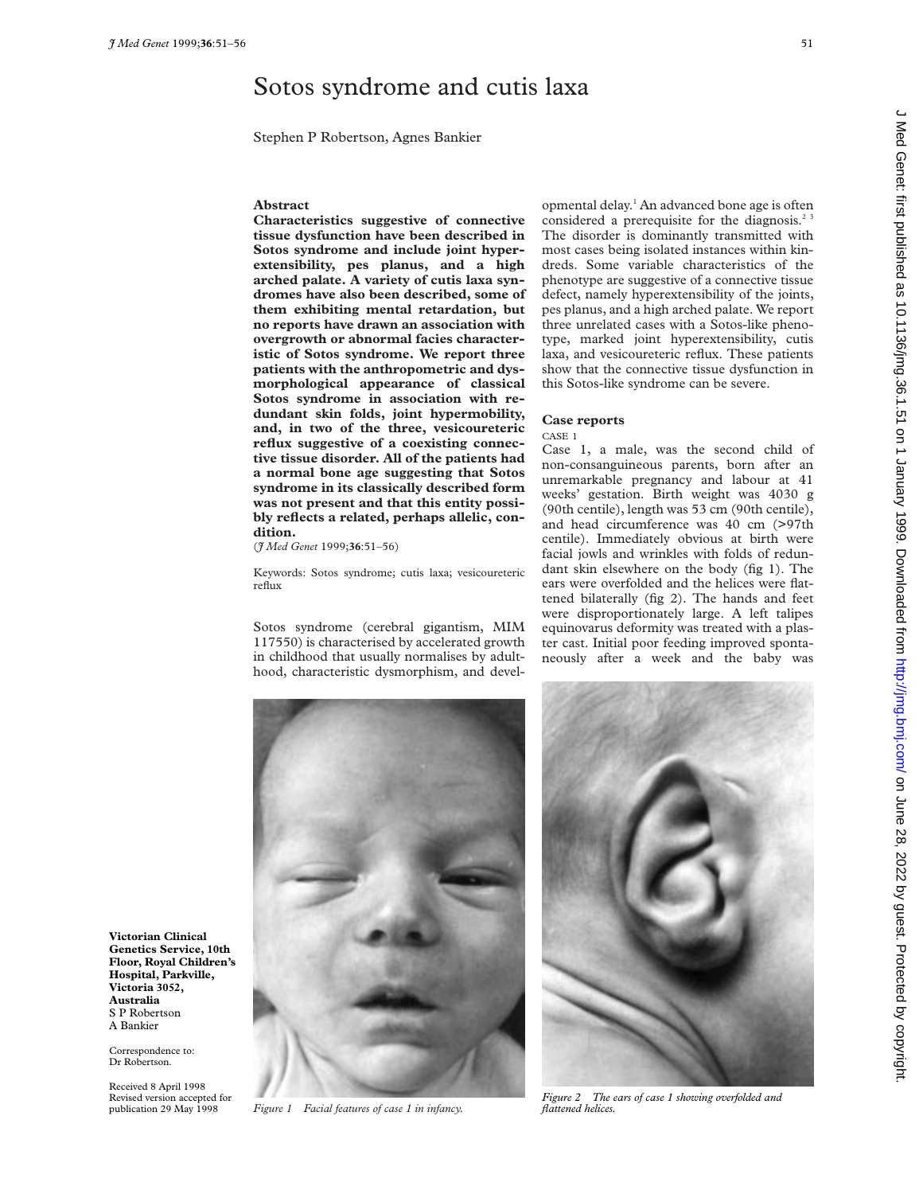# Sotos syndrome and cutis laxa

Stephen P Robertson, Agnes Bankier

Victorian Clinical Genetics Service, 10th Floor, Royal Children's Hospital, Parkville, Victoria 3052, Australia
S P Robertson
A Bankier

Correspondence to: Dr Robertson.

Received 8 April 1998
Revised version accepted for publication 29 May 1998

## Abstract

**Characteristics suggestive of connective tissue dysfunction have been described in Sotos syndrome and include joint hyperextensibility, pes planus, and a high arched palate. A variety of cutis laxa syndromes have also been described, some of them exhibiting mental retardation, but no reports have drawn an association with overgrowth or abnormal facies characteristic of Sotos syndrome. We report three patients with the anthropometric and dysmorphological appearance of classical Sotos syndrome in association with redundant skin folds, joint hypermobility, and, in two of the three, vesicoureteric reflux suggestive of a coexisting connective tissue disorder. All of the patients had a normal bone age suggesting that Sotos syndrome in its classically described form was not present and that this entity possibly reflects a related, perhaps allelic, condition.**

(*J Med Genet* 1999;**36**:51–56)

Keywords: Sotos syndrome; cutis laxa; vesicoureteric reflux

Sotos syndrome (cerebral gigantism, MIM 117550) is characterised by accelerated growth in childhood that usually normalises by adulthood, characteristic dysmorphism, and developmental delay.[1] An advanced bone age is often considered a prerequisite for the diagnosis.[2,3] The disorder is dominantly transmitted with most cases being isolated instances within kindreds. Some variable characteristics of the phenotype are suggestive of a connective tissue defect, namely hyperextensibility of the joints, pes planus, and a high arched palate. We report three unrelated cases with a Sotos-like phenotype, marked joint hyperextensibility, cutis laxa, and vesicoureteric reflux. These patients show that the connective tissue dysfunction in this Sotos-like syndrome can be severe.

## Case reports

### CASE 1

Case 1, a male, was the second child of non-consanguineous parents, born after an unremarkable pregnancy and labour at 41 weeks' gestation. Birth weight was 4030 g (90th centile), length was 53 cm (90th centile), and head circumference was 40 cm (>97th centile). Immediately obvious at birth were facial jowls and wrinkles with folds of redundant skin elsewhere on the body (fig 1). The ears were overfolded and the helices were flattened bilaterally (fig 2). The hands and feet were disproportionately large. A left talipes equinovarus deformity was treated with a plaster cast. Initial poor feeding improved spontaneously after a week and the baby was

*Figure 1 Facial features of case 1 in infancy.*

*Figure 2 The ears of case 1 showing overfolded and flattened helices.*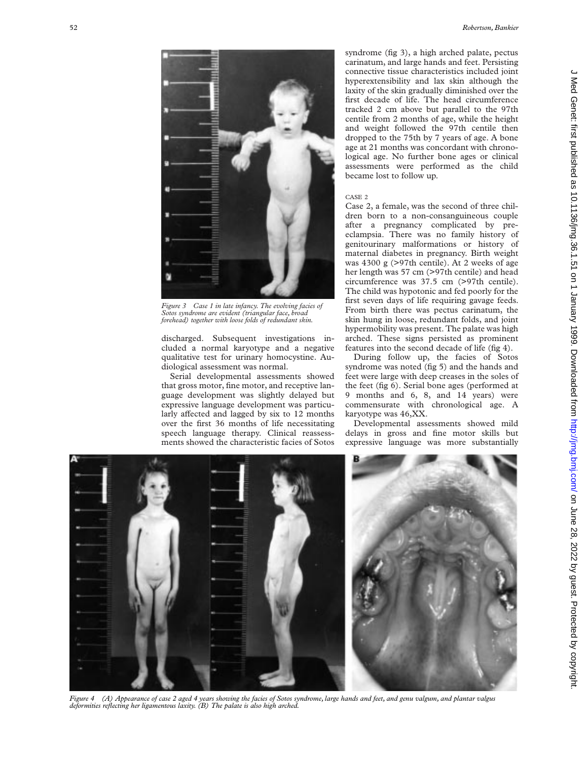Figure 3    Case 1 in late infancy. The evolving facies of Sotos syndrome are evident (triangular face, broad forehead) together with loose folds of redundant skin.

discharged. Subsequent investigations included a normal karyotype and a negative qualitative test for urinary homocystine. Audiological assessment was normal.

Serial developmental assessments showed that gross motor, fine motor, and receptive language development was slightly delayed but expressive language development was particularly affected and lagged by six to 12 months over the first 36 months of life necessitating speech language therapy. Clinical reassessments showed the characteristic facies of Sotos syndrome (fig 3), a high arched palate, pectus carinatum, and large hands and feet. Persisting connective tissue characteristics included joint hyperextensibility and lax skin although the laxity of the skin gradually diminished over the first decade of life. The head circumference tracked 2 cm above but parallel to the 97th centile from 2 months of age, while the height and weight followed the 97th centile then dropped to the 75th by 7 years of age. A bone age at 21 months was concordant with chronological age. No further bone ages or clinical assessments were performed as the child became lost to follow up.

### CASE 2

Case 2, a female, was the second of three children born to a non-consanguineous couple after a pregnancy complicated by pre-eclampsia. There was no family history of genitourinary malformations or history of maternal diabetes in pregnancy. Birth weight was 4300 g (>97th centile). At 2 weeks of age her length was 57 cm (>97th centile) and head circumference was 37.5 cm (>97th centile). The child was hypotonic and fed poorly for the first seven days of life requiring gavage feeds. From birth there was pectus carinatum, the skin hung in loose, redundant folds, and joint hypermobility was present. The palate was high arched. These signs persisted as prominent features into the second decade of life (fig 4).

During follow up, the facies of Sotos syndrome was noted (fig 5) and the hands and feet were large with deep creases in the soles of the feet (fig 6). Serial bone ages (performed at 9 months and 6, 8, and 14 years) were commensurate with chronological age. A karyotype was 46,XX.

Developmental assessments showed mild delays in gross and fine motor skills but expressive language was more substantially

Figure 4    (A) Appearance of case 2 aged 4 years showing the facies of Sotos syndrome, large hands and feet, and genu valgum, and plantar valgus deformities reflecting her ligamentous laxity. (B) The palate is also high arched.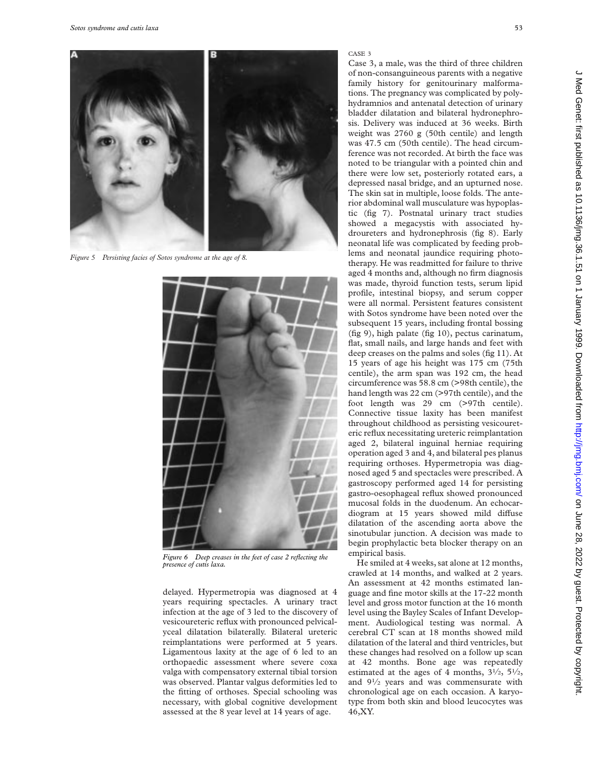Figure 5 Persisting facies of Sotos syndrome at the age of 8.

Figure 6 Deep creases in the feet of case 2 reflecting the presence of cutis laxa.

delayed. Hypermetropia was diagnosed at 4 years requiring spectacles. A urinary tract infection at the age of 3 led to the discovery of vesicoureteric reflux with pronounced pelvicalyceal dilatation bilaterally. Bilateral ureteric reimplantations were performed at 5 years. Ligamentous laxity at the age of 6 led to an orthopaedic assessment where severe coxa valga with compensatory external tibial torsion was observed. Plantar valgus deformities led to the fitting of orthoses. Special schooling was necessary, with global cognitive development assessed at the 8 year level at 14 years of age.

CASE 3

Case 3, a male, was the third of three children of non-consanguineous parents with a negative family history for genitourinary malformations. The pregnancy was complicated by polyhydramnios and antenatal detection of urinary bladder dilatation and bilateral hydronephrosis. Delivery was induced at 36 weeks. Birth weight was 2760 g (50th centile) and length was 47.5 cm (50th centile). The head circumference was not recorded. At birth the face was noted to be triangular with a pointed chin and there were low set, posteriorly rotated ears, a depressed nasal bridge, and an upturned nose. The skin sat in multiple, loose folds. The anterior abdominal wall musculature was hypoplastic (fig 7). Postnatal urinary tract studies showed a megacystis with associated hydroureters and hydronephrosis (fig 8). Early neonatal life was complicated by feeding problems and neonatal jaundice requiring phototherapy. He was readmitted for failure to thrive aged 4 months and, although no firm diagnosis was made, thyroid function tests, serum lipid profile, intestinal biopsy, and serum copper were all normal. Persistent features consistent with Sotos syndrome have been noted over the subsequent 15 years, including frontal bossing (fig 9), high palate (fig 10), pectus carinatum, flat, small nails, and large hands and feet with deep creases on the palms and soles (fig 11). At 15 years of age his height was 175 cm (75th centile), the arm span was 192 cm, the head circumference was 58.8 cm (>98th centile), the hand length was 22 cm (>97th centile), and the foot length was 29 cm (>97th centile). Connective tissue laxity has been manifest throughout childhood as persisting vesicoureteric reflux necessitating ureteric reimplantation aged 2, bilateral inguinal herniae requiring operation aged 3 and 4, and bilateral pes planus requiring orthoses. Hypermetropia was diagnosed aged 5 and spectacles were prescribed. A gastroscopy performed aged 14 for persisting gastro-oesophageal reflux showed pronounced mucosal folds in the duodenum. An echocardiogram at 15 years showed mild diffuse dilatation of the ascending aorta above the sinotubular junction. A decision was made to begin prophylactic beta blocker therapy on an empirical basis.

He smiled at 4 weeks, sat alone at 12 months, crawled at 14 months, and walked at 2 years. An assessment at 42 months estimated language and fine motor skills at the 17-22 month level and gross motor function at the 16 month level using the Bayley Scales of Infant Development. Audiological testing was normal. A cerebral CT scan at 18 months showed mild dilatation of the lateral and third ventricles, but these changes had resolved on a follow up scan at 42 months. Bone age was repeatedly estimated at the ages of 4 months, 3½, 5½, and 9½ years and was commensurate with chronological age on each occasion. A karyotype from both skin and blood leucocytes was 46,XY.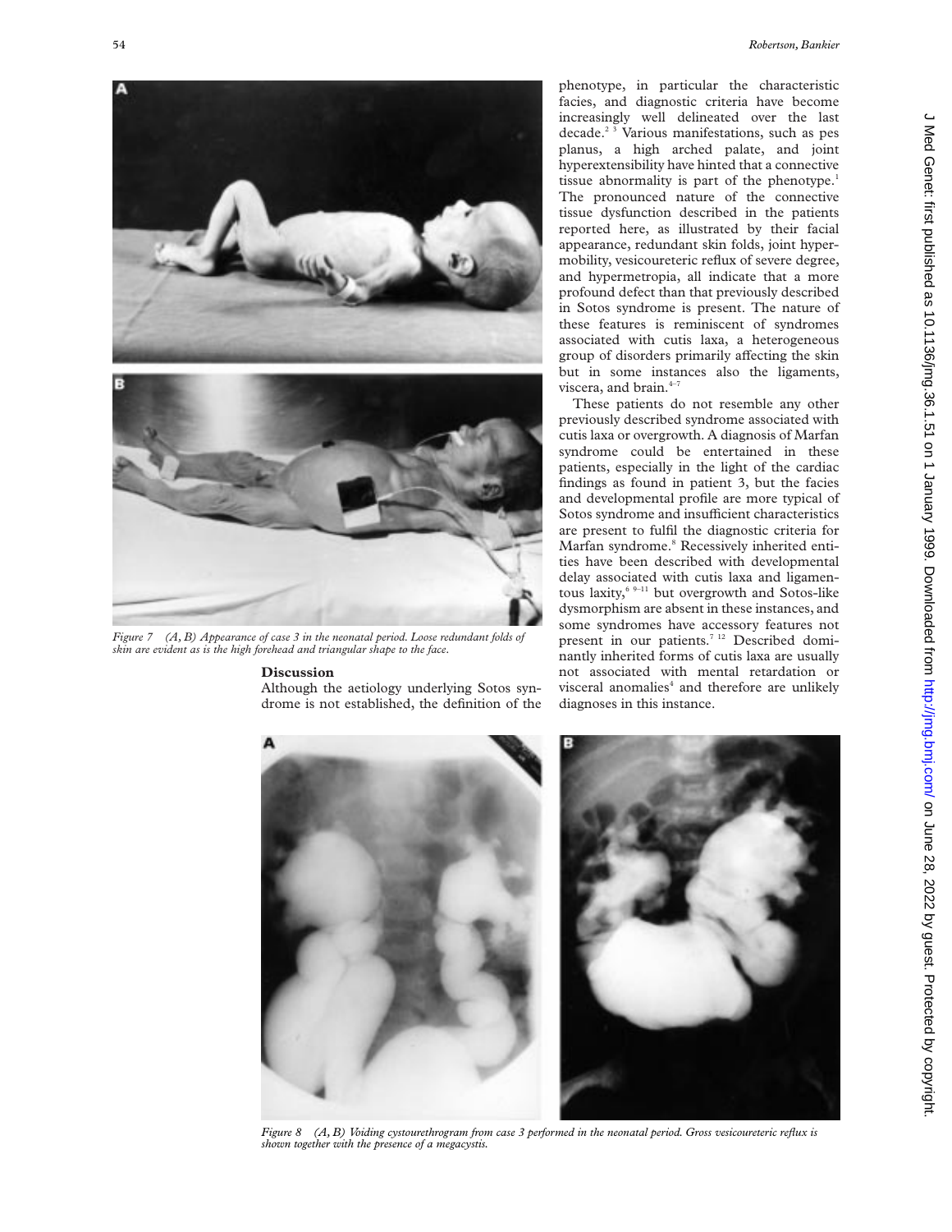Figure 7 (A, B) Appearance of case 3 in the neonatal period. Loose redundant folds of skin are evident as is the high forehead and triangular shape to the face.

## Discussion

Although the aetiology underlying Sotos syndrome is not established, the definition of the phenotype, in particular the characteristic facies, and diagnostic criteria have become increasingly well delineated over the last decade.[2 3] Various manifestations, such as pes planus, a high arched palate, and joint hyperextensibility have hinted that a connective tissue abnormality is part of the phenotype.[1] The pronounced nature of the connective tissue dysfunction described in the patients reported here, as illustrated by their facial appearance, redundant skin folds, joint hypermobility, vesicoureteric reflux of severe degree, and hypermetropia, all indicate that a more profound defect than that previously described in Sotos syndrome is present. The nature of these features is reminiscent of syndromes associated with cutis laxa, a heterogeneous group of disorders primarily affecting the skin but in some instances also the ligaments, viscera, and brain.[4–7]

These patients do not resemble any other previously described syndrome associated with cutis laxa or overgrowth. A diagnosis of Marfan syndrome could be entertained in these patients, especially in the light of the cardiac findings as found in patient 3, but the facies and developmental profile are more typical of Sotos syndrome and insufficient characteristics are present to fulfil the diagnostic criteria for Marfan syndrome.[8] Recessively inherited entities have been described with developmental delay associated with cutis laxa and ligamentous laxity,[6 9–11] but overgrowth and Sotos-like dysmorphism are absent in these instances, and some syndromes have accessory features not present in our patients.[7 12] Described dominantly inherited forms of cutis laxa are usually not associated with mental retardation or visceral anomalies[4] and therefore are unlikely diagnoses in this instance.

Figure 8 (A, B) Voiding cystourethrogram from case 3 performed in the neonatal period. Gross vesicoureteric reflux is shown together with the presence of a megacystis.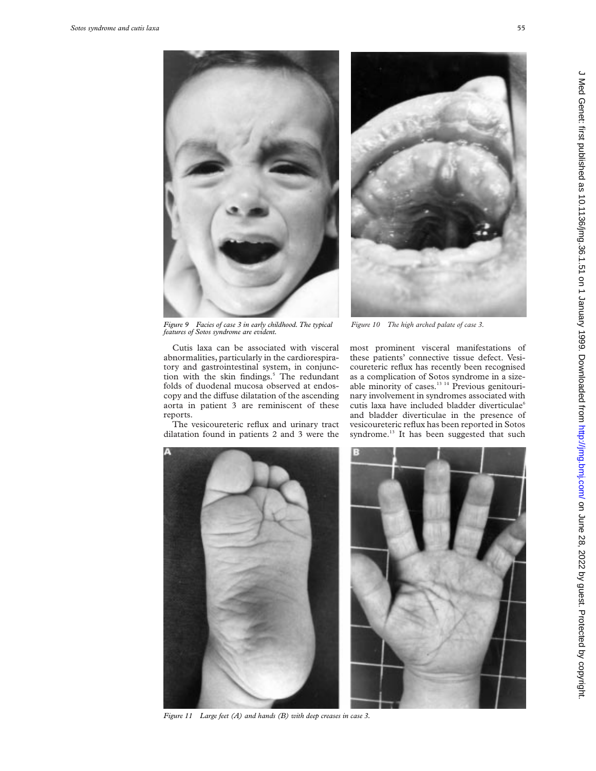Figure 9 Facies of case 3 in early childhood. The typical features of Sotos syndrome are evident.

Figure 10 The high arched palate of case 3.

Cutis laxa can be associated with visceral abnormalities, particularly in the cardiorespiratory and gastrointestinal system, in conjunction with the skin findings.[5] The redundant folds of duodenal mucosa observed at endoscopy and the diffuse dilatation of the ascending aorta in patient 3 are reminiscent of these reports.

The vesicoureteric reflux and urinary tract dilatation found in patients 2 and 3 were the most prominent visceral manifestations of these patients' connective tissue defect. Vesicoureteric reflux has recently been recognised as a complication of Sotos syndrome in a sizeable minority of cases.[13 14] Previous genitourinary involvement in syndromes associated with cutis laxa have included bladder diverticulae[6] and bladder diverticulae in the presence of vesicoureteric reflux has been reported in Sotos syndrome.[13] It has been suggested that such

Figure 11 Large feet (A) and hands (B) with deep creases in case 3.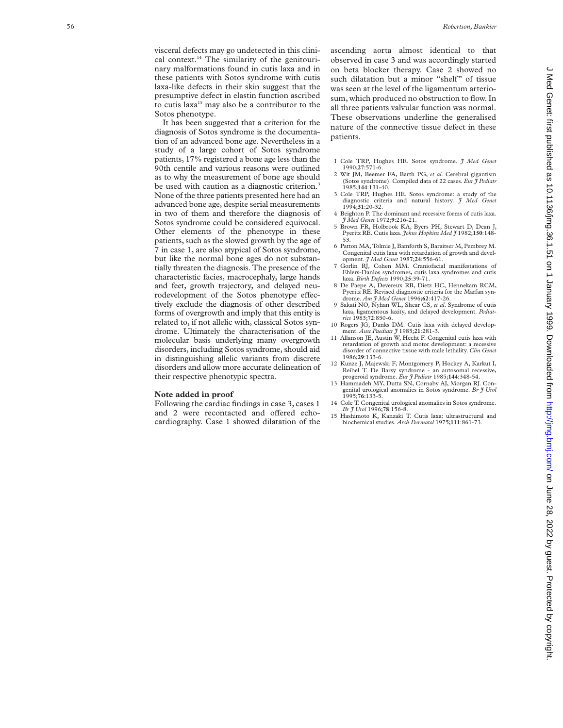visceral defects may go undetected in this clinical context.[14] The similarity of the genitourinary malformations found in cutis laxa and in these patients with Sotos syndrome with cutis laxa-like defects in their skin suggest that the presumptive defect in elastin function ascribed to cutis laxa[15] may also be a contributor to the Sotos phenotype.

It has been suggested that a criterion for the diagnosis of Sotos syndrome is the documentation of an advanced bone age. Nevertheless in a study of a large cohort of Sotos syndrome patients, 17% registered a bone age less than the 90th centile and various reasons were outlined as to why the measurement of bone age should be used with caution as a diagnostic criterion.[3] None of the three patients presented here had an advanced bone age, despite serial measurements in two of them and therefore the diagnosis of Sotos syndrome could be considered equivocal. Other elements of the phenotype in these patients, such as the slowed growth by the age of 7 in case 1, are also atypical of Sotos syndrome, but like the normal bone ages do not substantially threaten the diagnosis. The presence of the characteristic facies, macrocephaly, large hands and feet, growth trajectory, and delayed neurodevelopment of the Sotos phenotype effectively exclude the diagnosis of other described forms of overgrowth and imply that this entity is related to, if not allelic with, classical Sotos syndrome. Ultimately the characterisation of the molecular basis underlying many overgrowth disorders, including Sotos syndrome, should aid in distinguishing allelic variants from discrete disorders and allow more accurate delineation of their respective phenotypic spectra.

## Note added in proof

Following the cardiac findings in case 3, cases 1 and 2 were recontacted and offered echocardiography. Case 1 showed dilatation of the ascending aorta almost identical to that observed in case 3 and was accordingly started on beta blocker therapy. Case 2 showed no such dilatation but a minor "shelf" of tissue was seen at the level of the ligamentum arteriosum, which produced no obstruction to flow. In all three patients valvular function was normal. These observations underline the generalised nature of the connective tissue defect in these patients.

1 Cole TRP, Hughes HE. Sotos syndrome. *J Med Genet* 1990;**27**:571-6.
2 Wit JM, Beemer FA, Barth PG, *et al*. Cerebral gigantism (Sotos syndrome). Compiled data of 22 cases. *Eur J Pediatr* 1985;**144**:131-40.
3 Cole TRP, Hughes HE. Sotos syndrome: a study of the diagnostic criteria and natural history. *J Med Genet* 1994;**31**:20-32.
4 Beighton P. The dominant and recessive forms of cutis laxa. *J Med Genet* 1972;**9**:216-21.
5 Brown FR, Holbrook KA, Byers PH, Stewart D, Dean J, Pyeritz RE. Cutis laxa. *Johns Hopkins Med J* 1982;**150**:148-53.
6 Patton MA, Tolmie J, Bamforth S, Baraitser M, Pembrey M. Congenital cutis laxa with retardation of growth and development. *J Med Genet* 1987;**24**:556-61.
7 Gorlin RJ, Cohen MM. Craniofacial manifestations of Ehlers-Danlos syndromes, cutis laxa syndromes and cutis laxa. *Birth Defects* 1990;**25**:39-71.
8 De Paepe A, Devereux RB, Dietz HC, Hennekam RCM, Pyeritz RE. Revised diagnostic criteria for the Marfan syndrome. *Am J Med Genet* 1996;**62**:417-26.
9 Sakati NO, Nyhan WL, Shear CS, *et al*. Syndrome of cutis laxa, ligamentous laxity, and delayed development. *Pediatrics* 1983;**72**:850-6.
10 Rogers JG, Danks DM. Cutis laxa with delayed development. *Aust Paediatr J* 1985;**21**:281-3.
11 Allanson JE, Austin W, Hecht F. Congenital cutis laxa with retardation of growth and motor development: a recessive disorder of connective tissue with male lethality. *Clin Genet* 1986;**29**:133-6.
12 Kunze J, Majewski F, Montgomery P, Hockey A, Karkut I, Reibel T. De Barsy syndrome - an autosomal recessive, progeroid syndrome. *Eur J Pediatr* 1985;**144**:348-54.
13 Hammadeh MY, Dutta SN, Cornaby AJ, Morgan RJ. Congenital urological anomalies in Sotos syndrome. *Br J Urol* 1995;**76**:133-5.
14 Cole T. Congenital urological anomalies in Sotos syndrome. *Br J Urol* 1996;**78**:156-8.
15 Hashimoto K, Kanzaki T. Cutis laxa: ultrastructural and biochemical studies. *Arch Dermatol* 1975;**111**:861-73.